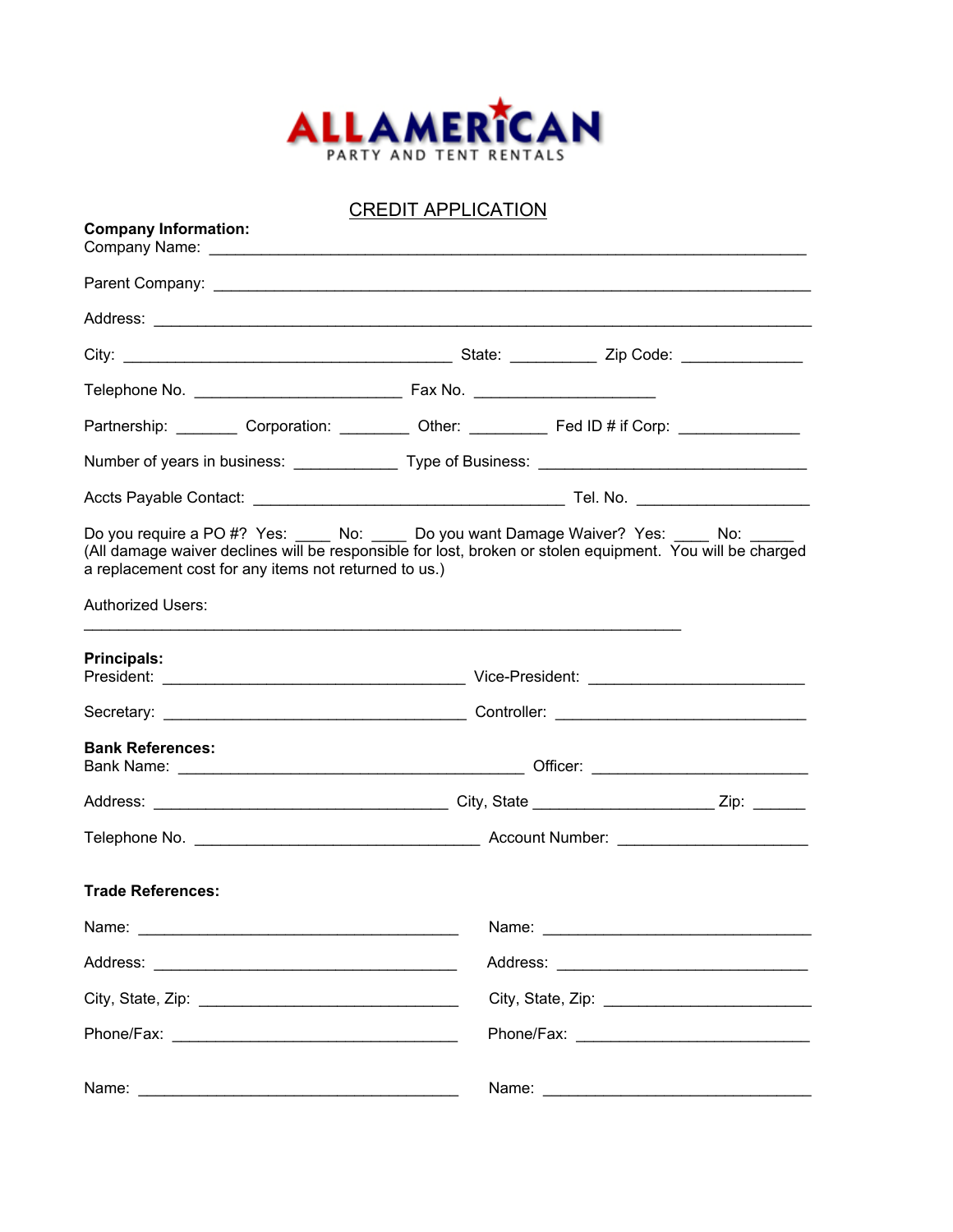# ALLAMERICAN

PARTY AND TENT RENTALS

## CREDIT APPLICATION

**Company Information:**

Company Name: ______________________________________________________________

Parent Company: ______________________________________________________________

Address: ___________________________________________________________________

City: ___________________________________ State: __________ Zip Code: ______________

Telephone No. ________________________ Fax No. _____________________

Partnership: _______ Corporation: ________ Other: _________ Fed ID # if Corp: ______________

Number of years in business: ____________ Type of Business: ______________________________

Accts Payable Contact: ___________________________________ Tel. No. ___________________

Do you require a PO #? Yes: ____ No: ____ Do you want Damage Waiver? Yes: ____ No: _____
(All damage waiver declines will be responsible for lost, broken or stolen equipment. You will be charged a replacement cost for any items not returned to us.)

Authorized Users:

______________________________________________________________________

**Principals:**

President: __________________________________ Vice-President: ________________________

Secretary: __________________________________ Controller: ____________________________

**Bank References:**

Bank Name: ________________________________________ Officer: ________________________

Address: __________________________________ City, State ____________________ Zip: ______

Telephone No. _________________________________ Account Number: _____________________

**Trade References:**

Name: _____________________________________

Address: ___________________________________

City, State, Zip: ______________________________

Phone/Fax: _________________________________

Name: ______________________________

Address: ____________________________

City, State, Zip: ______________________

Phone/Fax: __________________________

Name: _____________________________________

Name: ______________________________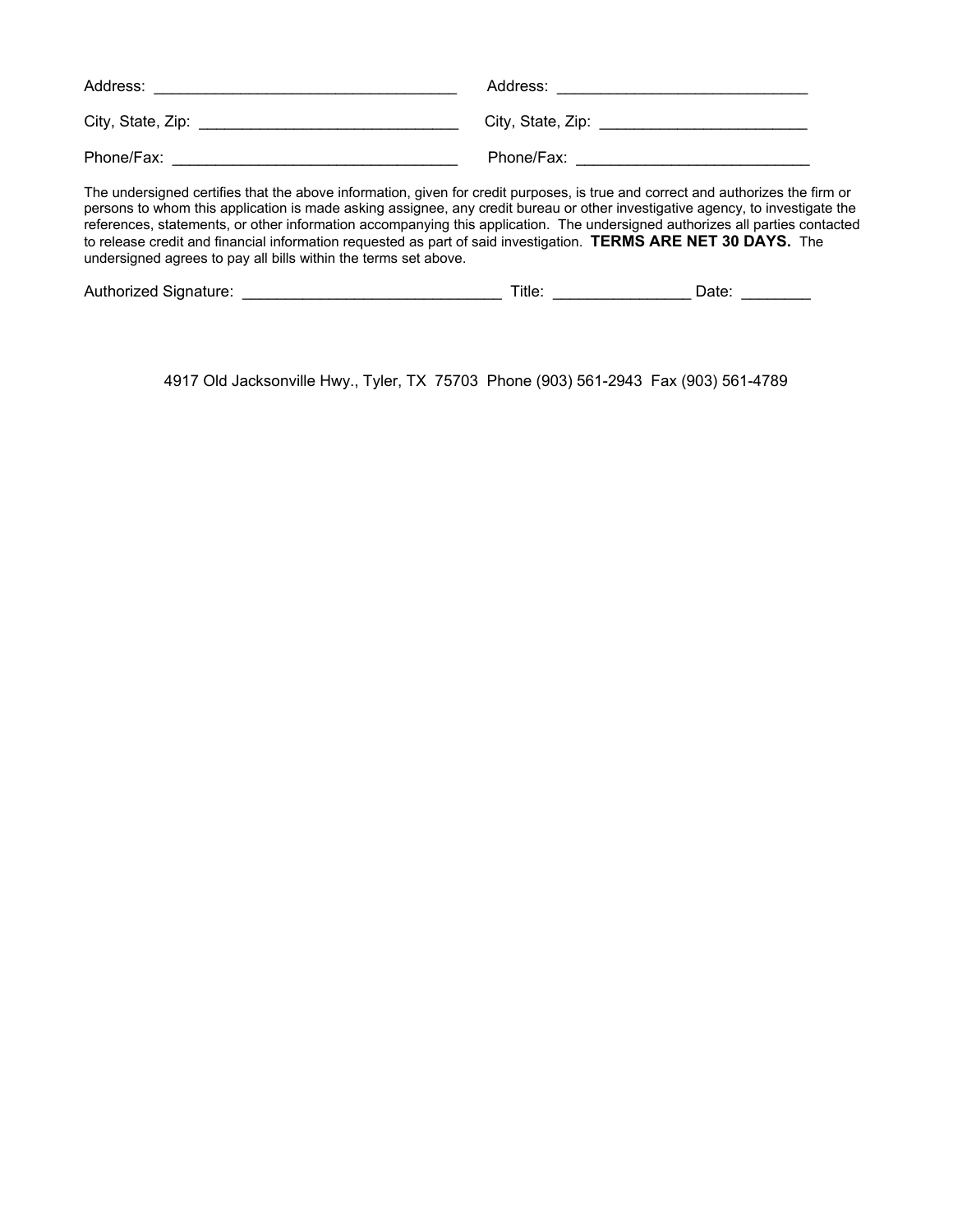Address: ___________________________________ Address: _____________________________

City, State, Zip: ______________________________ City, State, Zip: ________________________

Phone/Fax: ________________________________ Phone/Fax: ___________________________

The undersigned certifies that the above information, given for credit purposes, is true and correct and authorizes the firm or persons to whom this application is made asking assignee, any credit bureau or other investigative agency, to investigate the references, statements, or other information accompanying this application. The undersigned authorizes all parties contacted to release credit and financial information requested as part of said investigation. **TERMS ARE NET 30 DAYS.** The undersigned agrees to pay all bills within the terms set above.

Authorized Signature: ______________________________ Title: ________________ Date: ________

4917 Old Jacksonville Hwy., Tyler, TX 75703 Phone (903) 561-2943 Fax (903) 561-4789